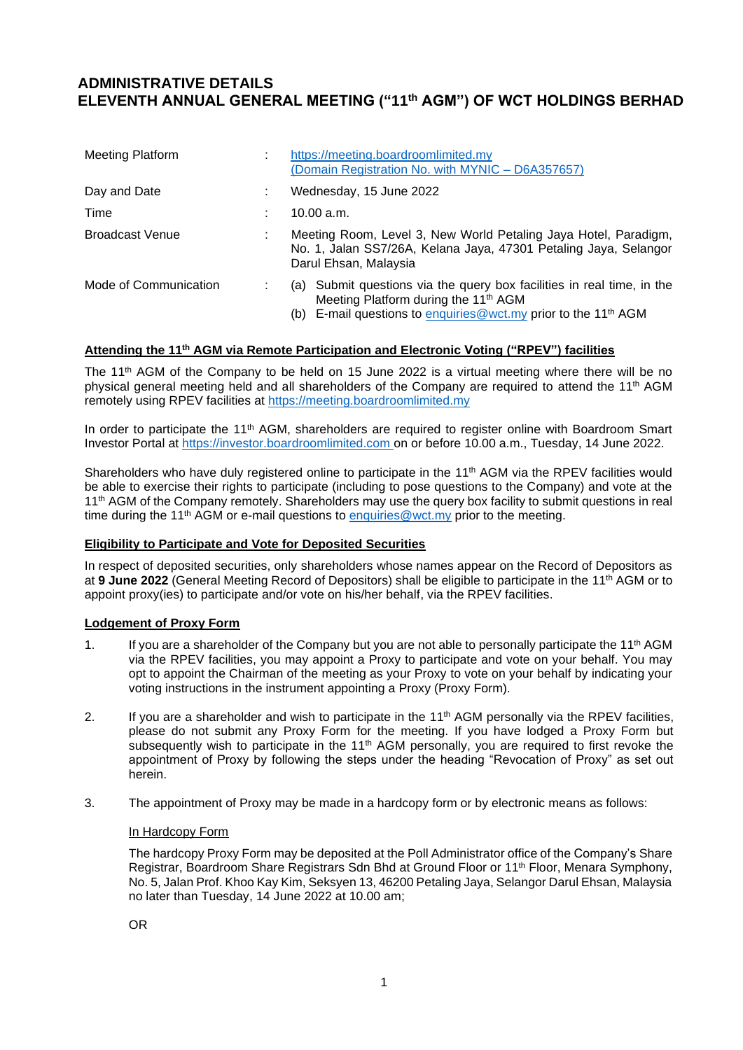# ADMINISTRATIVE DETAILS
# ELEVENTH ANNUAL GENERAL MEETING ("11th AGM") OF WCT HOLDINGS BERHAD

| | | |
|---|---|---|
| Meeting Platform | : | https://meeting.boardroomlimited.my (Domain Registration No. with MYNIC – D6A357657) |
| Day and Date | : | Wednesday, 15 June 2022 |
| Time | : | 10.00 a.m. |
| Broadcast Venue | : | Meeting Room, Level 3, New World Petaling Jaya Hotel, Paradigm, No. 1, Jalan SS7/26A, Kelana Jaya, 47301 Petaling Jaya, Selangor Darul Ehsan, Malaysia |
| Mode of Communication | : | (a) Submit questions via the query box facilities in real time, in the Meeting Platform during the 11th AGM<br>(b) E-mail questions to enquiries@wct.my prior to the 11th AGM |

**Attending the 11th AGM via Remote Participation and Electronic Voting ("RPEV") facilities**

The 11th AGM of the Company to be held on 15 June 2022 is a virtual meeting where there will be no physical general meeting held and all shareholders of the Company are required to attend the 11th AGM remotely using RPEV facilities at https://meeting.boardroomlimited.my

In order to participate the 11th AGM, shareholders are required to register online with Boardroom Smart Investor Portal at https://investor.boardroomlimited.com on or before 10.00 a.m., Tuesday, 14 June 2022.

Shareholders who have duly registered online to participate in the 11th AGM via the RPEV facilities would be able to exercise their rights to participate (including to pose questions to the Company) and vote at the 11th AGM of the Company remotely. Shareholders may use the query box facility to submit questions in real time during the 11th AGM or e-mail questions to enquiries@wct.my prior to the meeting.

**Eligibility to Participate and Vote for Deposited Securities**

In respect of deposited securities, only shareholders whose names appear on the Record of Depositors as at **9 June 2022** (General Meeting Record of Depositors) shall be eligible to participate in the 11th AGM or to appoint proxy(ies) to participate and/or vote on his/her behalf, via the RPEV facilities.

**Lodgement of Proxy Form**

1. If you are a shareholder of the Company but you are not able to personally participate the 11th AGM via the RPEV facilities, you may appoint a Proxy to participate and vote on your behalf. You may opt to appoint the Chairman of the meeting as your Proxy to vote on your behalf by indicating your voting instructions in the instrument appointing a Proxy (Proxy Form).

2. If you are a shareholder and wish to participate in the 11th AGM personally via the RPEV facilities, please do not submit any Proxy Form for the meeting. If you have lodged a Proxy Form but subsequently wish to participate in the 11th AGM personally, you are required to first revoke the appointment of Proxy by following the steps under the heading "Revocation of Proxy" as set out herein.

3. The appointment of Proxy may be made in a hardcopy form or by electronic means as follows:

   In Hardcopy Form

   The hardcopy Proxy Form may be deposited at the Poll Administrator office of the Company's Share Registrar, Boardroom Share Registrars Sdn Bhd at Ground Floor or 11th Floor, Menara Symphony, No. 5, Jalan Prof. Khoo Kay Kim, Seksyen 13, 46200 Petaling Jaya, Selangor Darul Ehsan, Malaysia no later than Tuesday, 14 June 2022 at 10.00 am;

   OR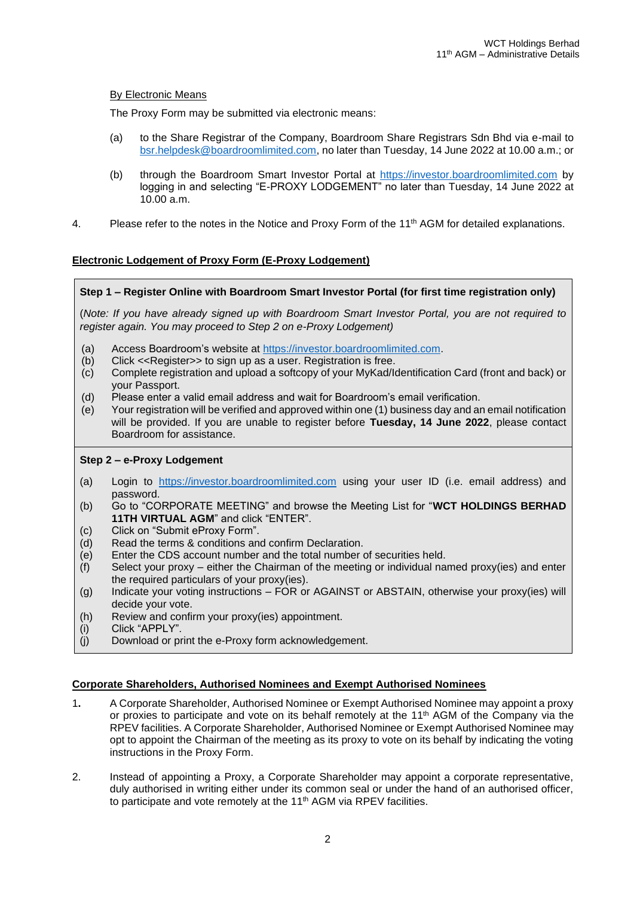By Electronic Means

The Proxy Form may be submitted via electronic means:

(a) to the Share Registrar of the Company, Boardroom Share Registrars Sdn Bhd via e-mail to bsr.helpdesk@boardroomlimited.com, no later than Tuesday, 14 June 2022 at 10.00 a.m.; or

(b) through the Boardroom Smart Investor Portal at https://investor.boardroomlimited.com by logging in and selecting "E-PROXY LODGEMENT" no later than Tuesday, 14 June 2022 at 10.00 a.m.

4. Please refer to the notes in the Notice and Proxy Form of the 11th AGM for detailed explanations.

## Electronic Lodgement of Proxy Form (E-Proxy Lodgement)

**Step 1 – Register Online with Boardroom Smart Investor Portal (for first time registration only)**

(*Note: If you have already signed up with Boardroom Smart Investor Portal, you are not required to register again. You may proceed to Step 2 on e-Proxy Lodgement)*

(a) Access Boardroom's website at https://investor.boardroomlimited.com.
(b) Click <<Register>> to sign up as a user. Registration is free.
(c) Complete registration and upload a softcopy of your MyKad/Identification Card (front and back) or your Passport.
(d) Please enter a valid email address and wait for Boardroom's email verification.
(e) Your registration will be verified and approved within one (1) business day and an email notification will be provided. If you are unable to register before **Tuesday, 14 June 2022**, please contact Boardroom for assistance.

**Step 2 – e-Proxy Lodgement**

(a) Login to https://investor.boardroomlimited.com using your user ID (i.e. email address) and password.
(b) Go to "CORPORATE MEETING" and browse the Meeting List for "**WCT HOLDINGS BERHAD 11TH VIRTUAL AGM**" and click "ENTER".
(c) Click on "Submit eProxy Form".
(d) Read the terms & conditions and confirm Declaration.
(e) Enter the CDS account number and the total number of securities held.
(f) Select your proxy – either the Chairman of the meeting or individual named proxy(ies) and enter the required particulars of your proxy(ies).
(g) Indicate your voting instructions – FOR or AGAINST or ABSTAIN, otherwise your proxy(ies) will decide your vote.
(h) Review and confirm your proxy(ies) appointment.
(i) Click "APPLY".
(j) Download or print the e-Proxy form acknowledgement.

## Corporate Shareholders, Authorised Nominees and Exempt Authorised Nominees

1. A Corporate Shareholder, Authorised Nominee or Exempt Authorised Nominee may appoint a proxy or proxies to participate and vote on its behalf remotely at the 11th AGM of the Company via the RPEV facilities. A Corporate Shareholder, Authorised Nominee or Exempt Authorised Nominee may opt to appoint the Chairman of the meeting as its proxy to vote on its behalf by indicating the voting instructions in the Proxy Form.

2. Instead of appointing a Proxy, a Corporate Shareholder may appoint a corporate representative, duly authorised in writing either under its common seal or under the hand of an authorised officer, to participate and vote remotely at the 11th AGM via RPEV facilities.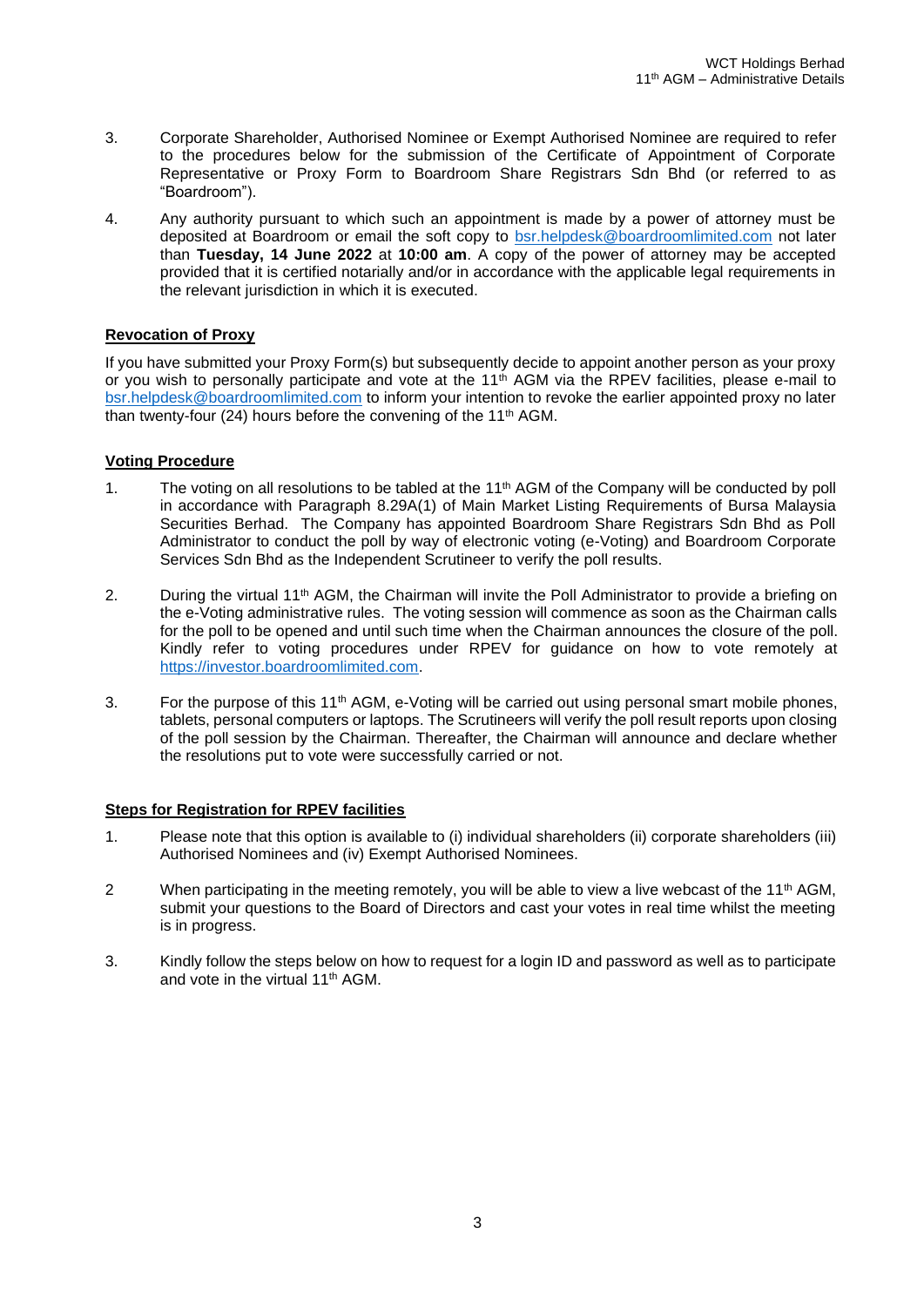3. Corporate Shareholder, Authorised Nominee or Exempt Authorised Nominee are required to refer to the procedures below for the submission of the Certificate of Appointment of Corporate Representative or Proxy Form to Boardroom Share Registrars Sdn Bhd (or referred to as "Boardroom").

4. Any authority pursuant to which such an appointment is made by a power of attorney must be deposited at Boardroom or email the soft copy to bsr.helpdesk@boardroomlimited.com not later than **Tuesday, 14 June 2022** at **10:00 am**. A copy of the power of attorney may be accepted provided that it is certified notarially and/or in accordance with the applicable legal requirements in the relevant jurisdiction in which it is executed.

**Revocation of Proxy**

If you have submitted your Proxy Form(s) but subsequently decide to appoint another person as your proxy or you wish to personally participate and vote at the 11th AGM via the RPEV facilities, please e-mail to bsr.helpdesk@boardroomlimited.com to inform your intention to revoke the earlier appointed proxy no later than twenty-four (24) hours before the convening of the 11th AGM.

**Voting Procedure**

1. The voting on all resolutions to be tabled at the 11th AGM of the Company will be conducted by poll in accordance with Paragraph 8.29A(1) of Main Market Listing Requirements of Bursa Malaysia Securities Berhad. The Company has appointed Boardroom Share Registrars Sdn Bhd as Poll Administrator to conduct the poll by way of electronic voting (e-Voting) and Boardroom Corporate Services Sdn Bhd as the Independent Scrutineer to verify the poll results.

2. During the virtual 11th AGM, the Chairman will invite the Poll Administrator to provide a briefing on the e-Voting administrative rules. The voting session will commence as soon as the Chairman calls for the poll to be opened and until such time when the Chairman announces the closure of the poll. Kindly refer to voting procedures under RPEV for guidance on how to vote remotely at https://investor.boardroomlimited.com.

3. For the purpose of this 11th AGM, e-Voting will be carried out using personal smart mobile phones, tablets, personal computers or laptops. The Scrutineers will verify the poll result reports upon closing of the poll session by the Chairman. Thereafter, the Chairman will announce and declare whether the resolutions put to vote were successfully carried or not.

**Steps for Registration for RPEV facilities**

1. Please note that this option is available to (i) individual shareholders (ii) corporate shareholders (iii) Authorised Nominees and (iv) Exempt Authorised Nominees.

2. When participating in the meeting remotely, you will be able to view a live webcast of the 11th AGM, submit your questions to the Board of Directors and cast your votes in real time whilst the meeting is in progress.

3. Kindly follow the steps below on how to request for a login ID and password as well as to participate and vote in the virtual 11th AGM.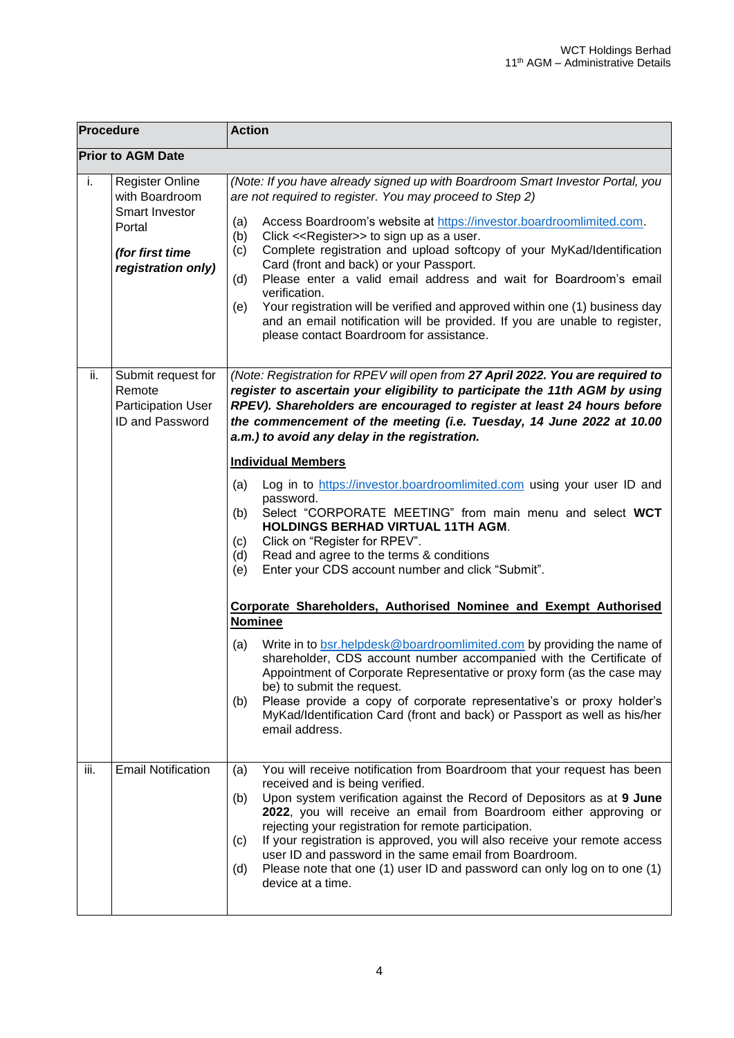| Procedure | | Action |
|---|---|---|
| **Prior to AGM Date** | | |
| i. | Register Online with Boardroom Smart Investor Portal<br><br>***(for first time registration only)*** | *(Note: If you have already signed up with Boardroom Smart Investor Portal, you are not required to register. You may proceed to Step 2)*<br><br>(a) Access Boardroom's website at https://investor.boardroomlimited.com.<br>(b) Click <<Register>> to sign up as a user.<br>(c) Complete registration and upload softcopy of your MyKad/Identification Card (front and back) or your Passport.<br>(d) Please enter a valid email address and wait for Boardroom's email verification.<br>(e) Your registration will be verified and approved within one (1) business day and an email notification will be provided. If you are unable to register, please contact Boardroom for assistance. |
| ii. | Submit request for Remote Participation User ID and Password | *(Note: Registration for RPEV will open from **27 April 2022. You are required to register to ascertain your eligibility to participate the 11th AGM by using RPEV). Shareholders are encouraged to register at least 24 hours before the commencement of the meeting (i.e. Tuesday, 14 June 2022 at 10.00 a.m.) to avoid any delay in the registration.***<br><br>**Individual Members**<br><br>(a) Log in to https://investor.boardroomlimited.com using your user ID and password.<br>(b) Select "CORPORATE MEETING" from main menu and select **WCT HOLDINGS BERHAD VIRTUAL 11TH AGM**.<br>(c) Click on "Register for RPEV".<br>(d) Read and agree to the terms & conditions<br>(e) Enter your CDS account number and click "Submit".<br><br>**Corporate Shareholders, Authorised Nominee and Exempt Authorised Nominee**<br><br>(a) Write in to bsr.helpdesk@boardroomlimited.com by providing the name of shareholder, CDS account number accompanied with the Certificate of Appointment of Corporate Representative or proxy form (as the case may be) to submit the request.<br>(b) Please provide a copy of corporate representative's or proxy holder's MyKad/Identification Card (front and back) or Passport as well as his/her email address. |
| iii. | Email Notification | (a) You will receive notification from Boardroom that your request has been received and is being verified.<br>(b) Upon system verification against the Record of Depositors as at **9 June 2022**, you will receive an email from Boardroom either approving or rejecting your registration for remote participation.<br>(c) If your registration is approved, you will also receive your remote access user ID and password in the same email from Boardroom.<br>(d) Please note that one (1) user ID and password can only log on to one (1) device at a time. |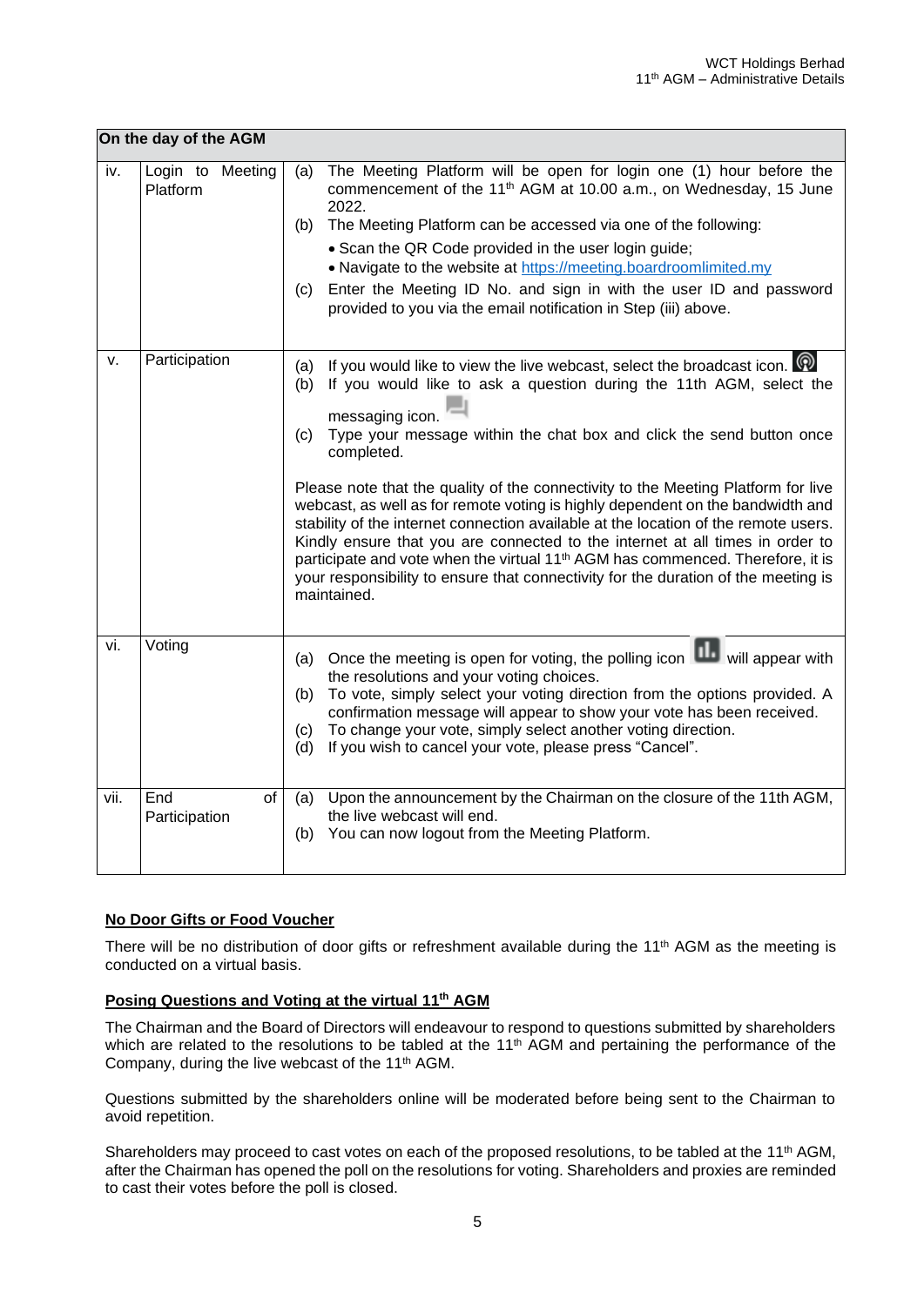| On the day of the AGM | | |
|---|---|---|
| iv. | Login to Meeting Platform | (a) The Meeting Platform will be open for login one (1) hour before the commencement of the 11th AGM at 10.00 a.m., on Wednesday, 15 June 2022.<br>(b) The Meeting Platform can be accessed via one of the following:<br>• Scan the QR Code provided in the user login guide;<br>• Navigate to the website at https://meeting.boardroomlimited.my<br>(c) Enter the Meeting ID No. and sign in with the user ID and password provided to you via the email notification in Step (iii) above. |
| v. | Participation | (a) If you would like to view the live webcast, select the broadcast icon.<br>(b) If you would like to ask a question during the 11th AGM, select the messaging icon.<br>(c) Type your message within the chat box and click the send button once completed.<br><br>Please note that the quality of the connectivity to the Meeting Platform for live webcast, as well as for remote voting is highly dependent on the bandwidth and stability of the internet connection available at the location of the remote users. Kindly ensure that you are connected to the internet at all times in order to participate and vote when the virtual 11th AGM has commenced. Therefore, it is your responsibility to ensure that connectivity for the duration of the meeting is maintained. |
| vi. | Voting | (a) Once the meeting is open for voting, the polling icon will appear with the resolutions and your voting choices.<br>(b) To vote, simply select your voting direction from the options provided. A confirmation message will appear to show your vote has been received.<br>(c) To change your vote, simply select another voting direction.<br>(d) If you wish to cancel your vote, please press "Cancel". |
| vii. | End of Participation | (a) Upon the announcement by the Chairman on the closure of the 11th AGM, the live webcast will end.<br>(b) You can now logout from the Meeting Platform. |

**No Door Gifts or Food Voucher**

There will be no distribution of door gifts or refreshment available during the 11th AGM as the meeting is conducted on a virtual basis.

**Posing Questions and Voting at the virtual 11th AGM**

The Chairman and the Board of Directors will endeavour to respond to questions submitted by shareholders which are related to the resolutions to be tabled at the 11th AGM and pertaining the performance of the Company, during the live webcast of the 11th AGM.

Questions submitted by the shareholders online will be moderated before being sent to the Chairman to avoid repetition.

Shareholders may proceed to cast votes on each of the proposed resolutions, to be tabled at the 11th AGM, after the Chairman has opened the poll on the resolutions for voting. Shareholders and proxies are reminded to cast their votes before the poll is closed.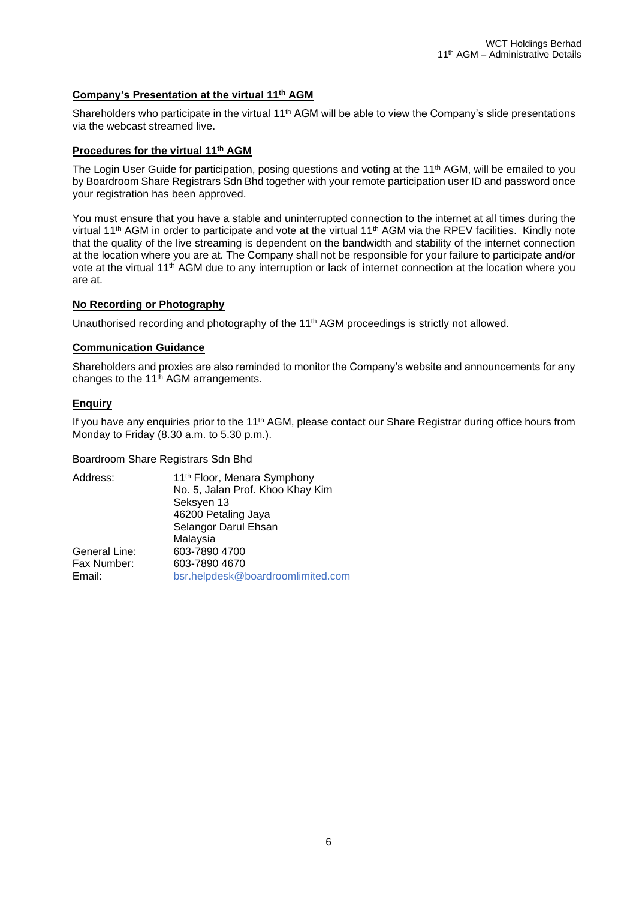## Company's Presentation at the virtual 11th AGM

Shareholders who participate in the virtual 11th AGM will be able to view the Company's slide presentations via the webcast streamed live.

## Procedures for the virtual 11th AGM

The Login User Guide for participation, posing questions and voting at the 11th AGM, will be emailed to you by Boardroom Share Registrars Sdn Bhd together with your remote participation user ID and password once your registration has been approved.

You must ensure that you have a stable and uninterrupted connection to the internet at all times during the virtual 11th AGM in order to participate and vote at the virtual 11th AGM via the RPEV facilities. Kindly note that the quality of the live streaming is dependent on the bandwidth and stability of the internet connection at the location where you are at. The Company shall not be responsible for your failure to participate and/or vote at the virtual 11th AGM due to any interruption or lack of internet connection at the location where you are at.

## No Recording or Photography

Unauthorised recording and photography of the 11th AGM proceedings is strictly not allowed.

## Communication Guidance

Shareholders and proxies are also reminded to monitor the Company's website and announcements for any changes to the 11th AGM arrangements.

## Enquiry

If you have any enquiries prior to the 11th AGM, please contact our Share Registrar during office hours from Monday to Friday (8.30 a.m. to 5.30 p.m.).

Boardroom Share Registrars Sdn Bhd

| | |
|---|---|
| Address: | 11th Floor, Menara Symphony<br>No. 5, Jalan Prof. Khoo Khay Kim<br>Seksyen 13<br>46200 Petaling Jaya<br>Selangor Darul Ehsan<br>Malaysia |
| General Line: | 603-7890 4700 |
| Fax Number: | 603-7890 4670 |
| Email: | bsr.helpdesk@boardroomlimited.com |